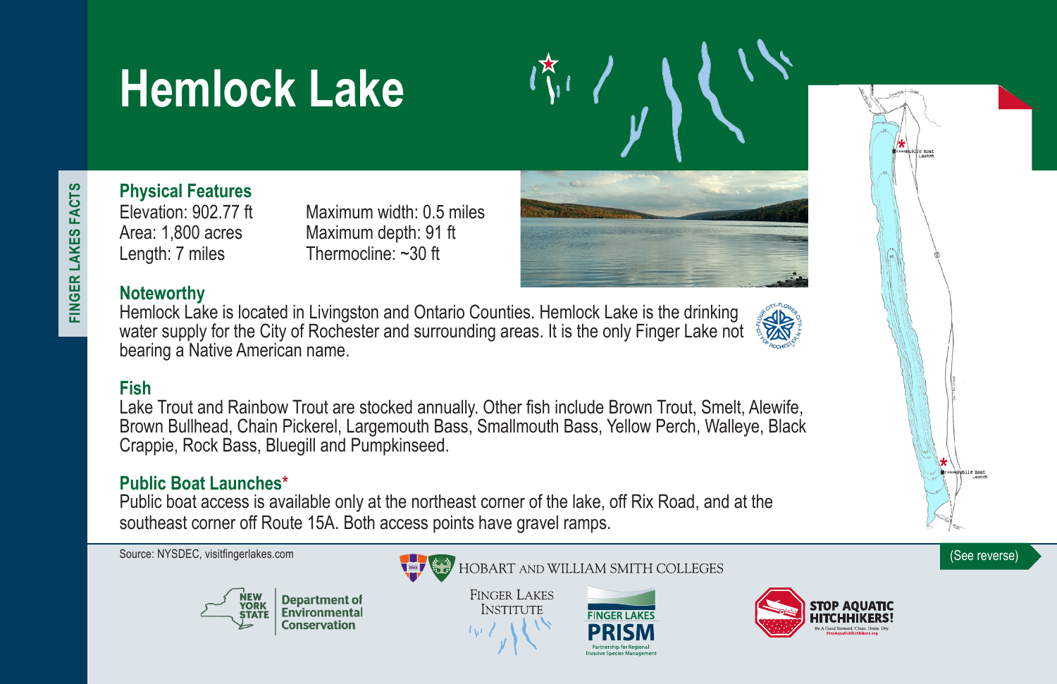FINGER LAKES FACTS

# Hemlock Lake

## Physical Features

Elevation: 902.77 ft
Area: 1,800 acres
Length: 7 miles
Maximum width: 0.5 miles
Maximum depth: 91 ft
Thermocline: ~30 ft

## Noteworthy

Hemlock Lake is located in Livingston and Ontario Counties. Hemlock Lake is the drinking water supply for the City of Rochester and surrounding areas. It is the only Finger Lake not bearing a Native American name.

## Fish

Lake Trout and Rainbow Trout are stocked annually. Other fish include Brown Trout, Smelt, Alewife, Brown Bullhead, Chain Pickerel, Largemouth Bass, Smallmouth Bass, Yellow Perch, Walleye, Black Crappie, Rock Bass, Bluegill and Pumpkinseed.

## Public Boat Launches*

Public boat access is available only at the northeast corner of the lake, off Rix Road, and at the southeast corner off Route 15A. Both access points have gravel ramps.

Source: NYSDEC, visitfingerlakes.com

(See reverse)

HOBART AND WILLIAM SMITH COLLEGES

FINGER LAKES INSTITUTE

New York State Department of Environmental Conservation

FINGER LAKES PRISM — Partnership for Regional Invasive Species Management

STOP AQUATIC HITCHHIKERS! Be A Good Steward. Clean. Drain. Dry. StopAquaticHitchhikers.org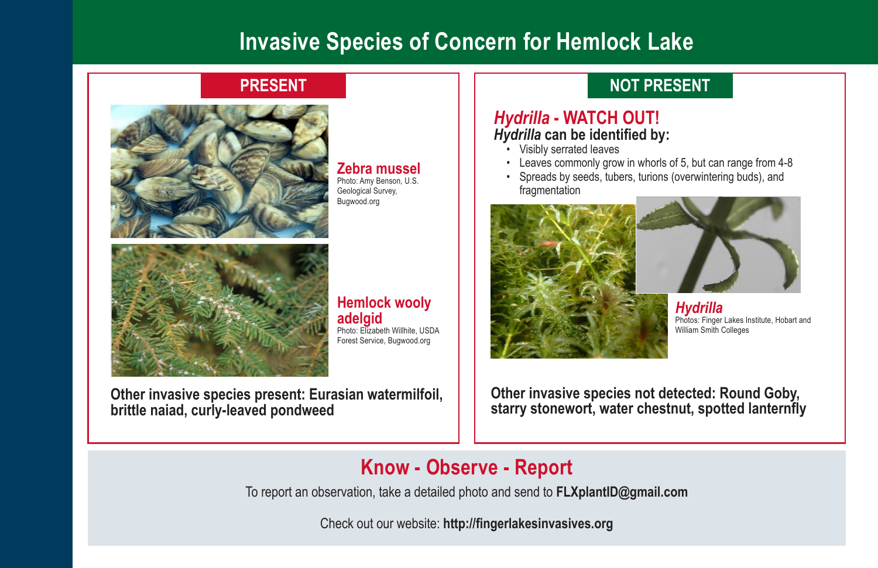# Invasive Species of Concern for Hemlock Lake

## PRESENT

**Zebra mussel**
Photo: Amy Benson, U.S. Geological Survey, Bugwood.org

**Hemlock wooly adelgid**
Photo: Elizabeth Willhite, USDA Forest Service, Bugwood.org

**Other invasive species present: Eurasian watermilfoil, brittle naiad, curly-leaved pondweed**

## NOT PRESENT

### *Hydrilla* - WATCH OUT!

***Hydrilla* can be identified by:**

- Visibly serrated leaves
- Leaves commonly grow in whorls of 5, but can range from 4-8
- Spreads by seeds, tubers, turions (overwintering buds), and fragmentation

***Hydrilla***
Photos: Finger Lakes Institute, Hobart and William Smith Colleges

**Other invasive species not detected: Round Goby, starry stonewort, water chestnut, spotted lanternfly**

## Know - Observe - Report

To report an observation, take a detailed photo and send to **FLXplantID@gmail.com**

Check out our website: **http://fingerlakesinvasives.org**